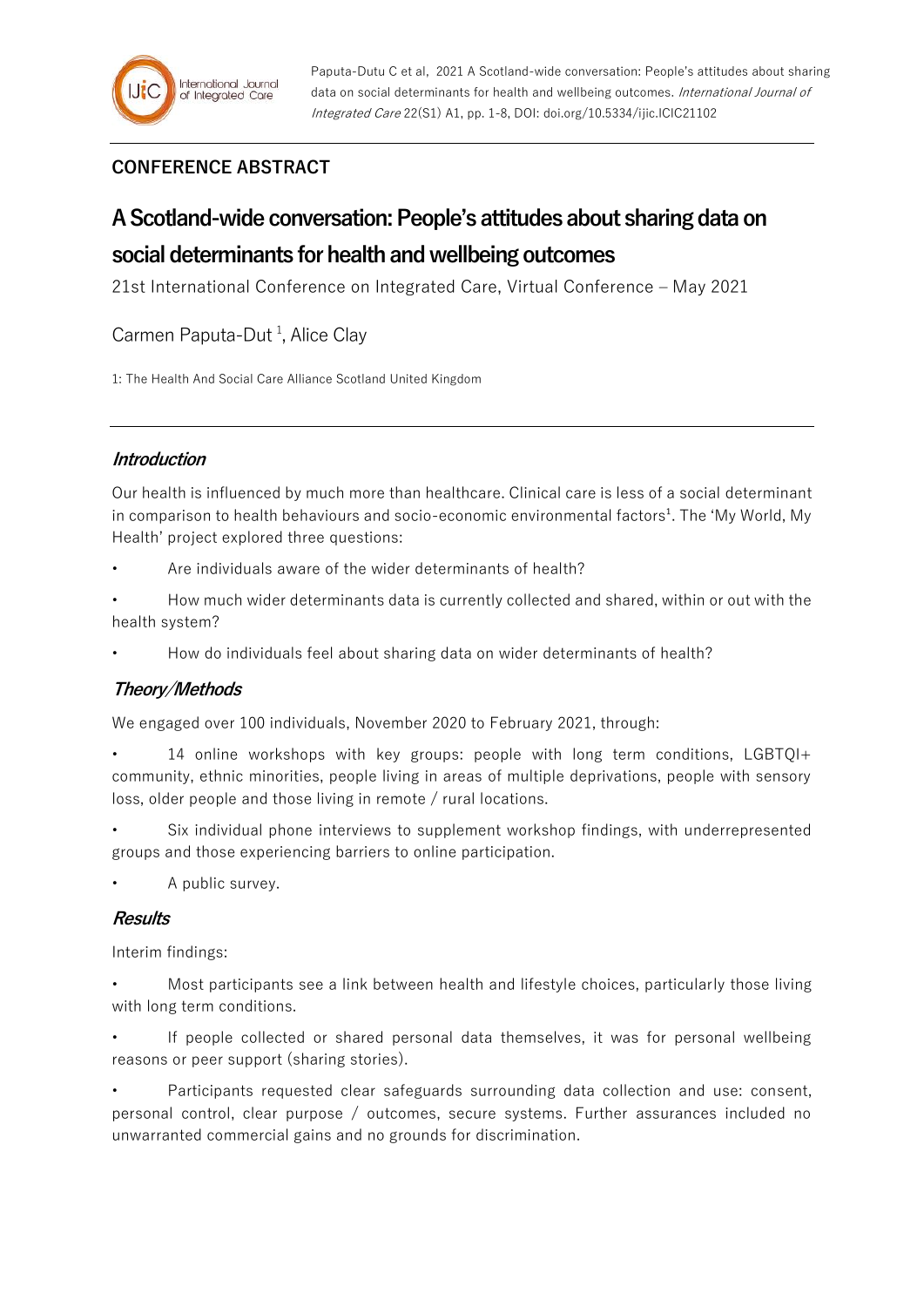## CONFERENCE ABSTRACT

# A Scotland-wide conversation: People's attitudes about sharing data on social determinants for health and wellbeing outcomes

21st International Conference on Integrated Care, Virtual Conference – May 2021

Carmen Paputa-Dut [1], Alice Clay

1: The Health And Social Care Alliance Scotland United Kingdom

### *Introduction*

Our health is influenced by much more than healthcare. Clinical care is less of a social determinant in comparison to health behaviours and socio-economic environmental factors[1]. The 'My World, My Health' project explored three questions:

- Are individuals aware of the wider determinants of health?
- How much wider determinants data is currently collected and shared, within or out with the health system?
- How do individuals feel about sharing data on wider determinants of health?

### *Theory/Methods*

We engaged over 100 individuals, November 2020 to February 2021, through:

- 14 online workshops with key groups: people with long term conditions, LGBTQI+ community, ethnic minorities, people living in areas of multiple deprivations, people with sensory loss, older people and those living in remote / rural locations.
- Six individual phone interviews to supplement workshop findings, with underrepresented groups and those experiencing barriers to online participation.
- A public survey.

### *Results*

Interim findings:

- Most participants see a link between health and lifestyle choices, particularly those living with long term conditions.
- If people collected or shared personal data themselves, it was for personal wellbeing reasons or peer support (sharing stories).
- Participants requested clear safeguards surrounding data collection and use: consent, personal control, clear purpose / outcomes, secure systems. Further assurances included no unwarranted commercial gains and no grounds for discrimination.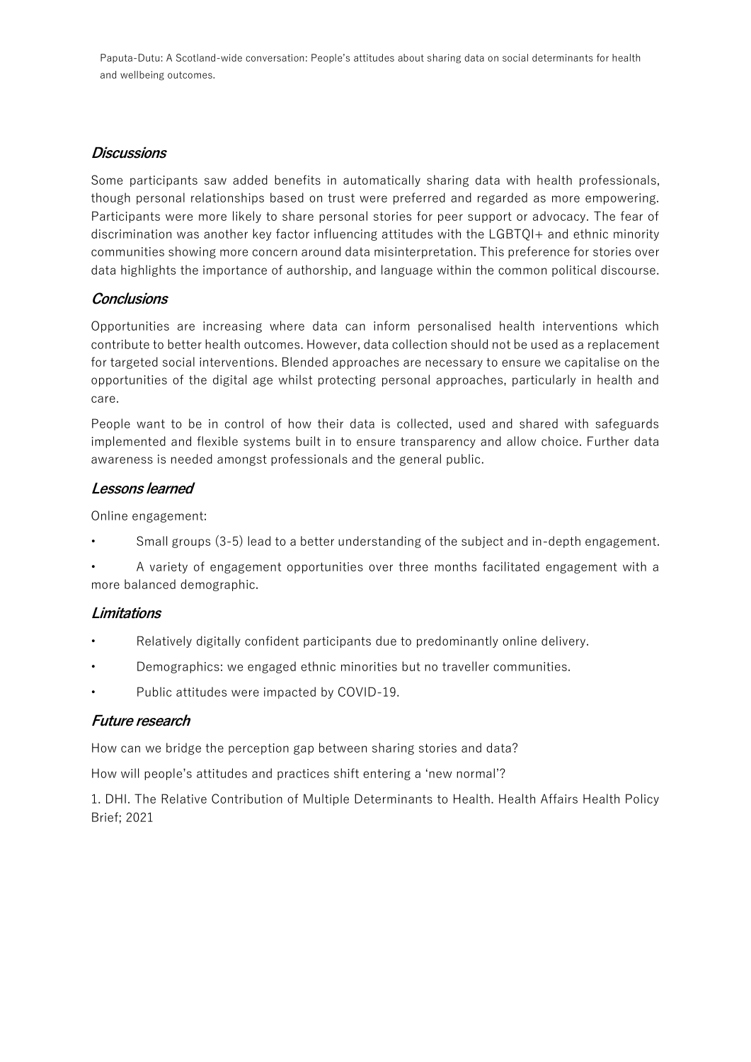### *Discussions*

Some participants saw added benefits in automatically sharing data with health professionals, though personal relationships based on trust were preferred and regarded as more empowering. Participants were more likely to share personal stories for peer support or advocacy. The fear of discrimination was another key factor influencing attitudes with the LGBTQI+ and ethnic minority communities showing more concern around data misinterpretation. This preference for stories over data highlights the importance of authorship, and language within the common political discourse.

### *Conclusions*

Opportunities are increasing where data can inform personalised health interventions which contribute to better health outcomes. However, data collection should not be used as a replacement for targeted social interventions. Blended approaches are necessary to ensure we capitalise on the opportunities of the digital age whilst protecting personal approaches, particularly in health and care.

People want to be in control of how their data is collected, used and shared with safeguards implemented and flexible systems built in to ensure transparency and allow choice. Further data awareness is needed amongst professionals and the general public.

### *Lessons learned*

Online engagement:

- Small groups (3-5) lead to a better understanding of the subject and in-depth engagement.
- A variety of engagement opportunities over three months facilitated engagement with a more balanced demographic.

### *Limitations*

- Relatively digitally confident participants due to predominantly online delivery.
- Demographics: we engaged ethnic minorities but no traveller communities.
- Public attitudes were impacted by COVID-19.

### *Future research*

How can we bridge the perception gap between sharing stories and data?

How will people's attitudes and practices shift entering a 'new normal'?

1. DHI. The Relative Contribution of Multiple Determinants to Health. Health Affairs Health Policy Brief; 2021